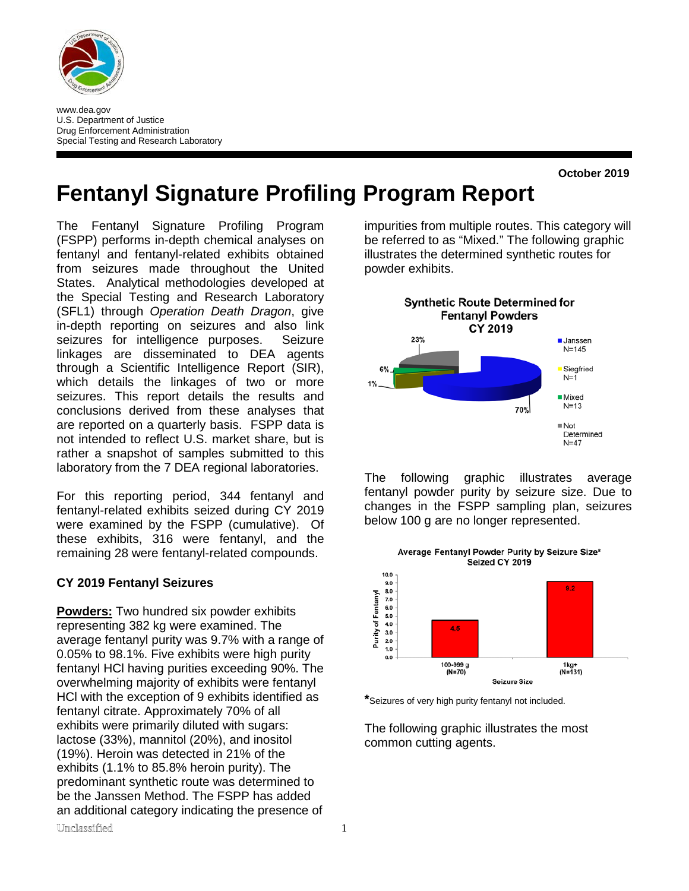www.dea.gov
U.S. Department of Justice
Drug Enforcement Administration
Special Testing and Research Laboratory

**October 2019**

# Fentanyl Signature Profiling Program Report

The Fentanyl Signature Profiling Program (FSPP) performs in-depth chemical analyses on fentanyl and fentanyl-related exhibits obtained from seizures made throughout the United States. Analytical methodologies developed at the Special Testing and Research Laboratory (SFL1) through *Operation Death Dragon*, give in-depth reporting on seizures and also link seizures for intelligence purposes. Seizure linkages are disseminated to DEA agents through a Scientific Intelligence Report (SIR), which details the linkages of two or more seizures. This report details the results and conclusions derived from these analyses that are reported on a quarterly basis. FSPP data is not intended to reflect U.S. market share, but is rather a snapshot of samples submitted to this laboratory from the 7 DEA regional laboratories.

For this reporting period, 344 fentanyl and fentanyl-related exhibits seized during CY 2019 were examined by the FSPP (cumulative). Of these exhibits, 316 were fentanyl, and the remaining 28 were fentanyl-related compounds.

### CY 2019 Fentanyl Seizures

**Powders:** Two hundred six powder exhibits representing 382 kg were examined. The average fentanyl purity was 9.7% with a range of 0.05% to 98.1%. Five exhibits were high purity fentanyl HCl having purities exceeding 90%. The overwhelming majority of exhibits were fentanyl HCl with the exception of 9 exhibits identified as fentanyl citrate. Approximately 70% of all exhibits were primarily diluted with sugars: lactose (33%), mannitol (20%), and inositol (19%). Heroin was detected in 21% of the exhibits (1.1% to 85.8% heroin purity). The predominant synthetic route was determined to be the Janssen Method. The FSPP has added an additional category indicating the presence of impurities from multiple routes. This category will be referred to as "Mixed." The following graphic illustrates the determined synthetic routes for powder exhibits.

**Synthetic Route Determined for Fentanyl Powders CY 2019**

| Route | N | % |
|---|---|---|
| Janssen | 145 | 70% |
| Siegfried | 1 | 1% |
| Mixed | 13 | 6% |
| Not Determined | 47 | 23% |

The following graphic illustrates average fentanyl powder purity by seizure size. Due to changes in the FSPP sampling plan, seizures below 100 g are no longer represented.

**Average Fentanyl Powder Purity by Seizure Size* Seized CY 2019**

| Seizure Size | Purity of Fentanyl |
|---|---|
| 100-999 g (N=70) | 4.5 |
| 1kg+ (N=131) | 9.2 |

*Seizures of very high purity fentanyl not included.

The following graphic illustrates the most common cutting agents.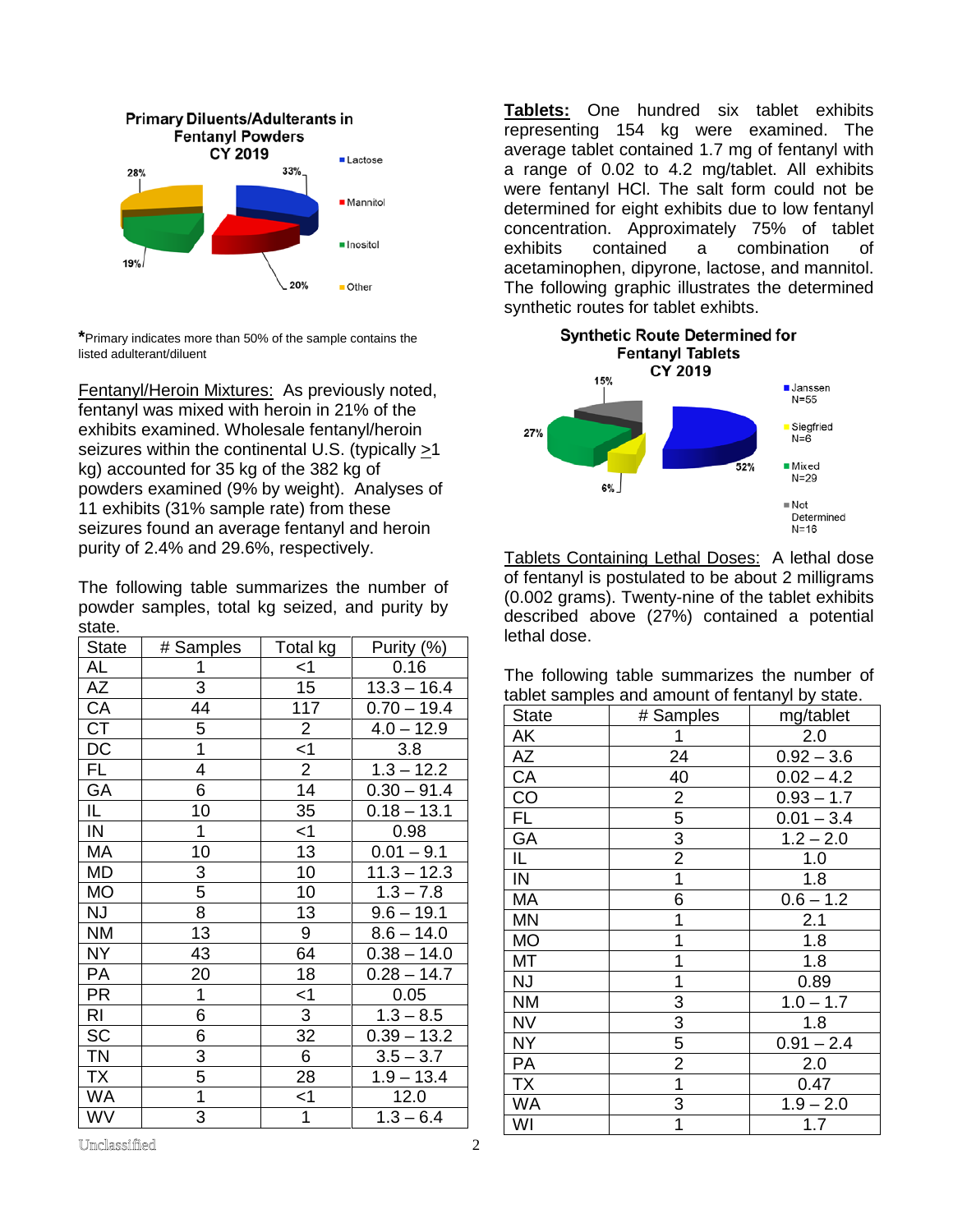**Primary Diluents/Adulterants in Fentanyl Powders CY 2019**

Lactose 33%, Mannitol 20%, Inositol 19%, Other 28%

*Primary indicates more than 50% of the sample contains the listed adulterant/diluent

Fentanyl/Heroin Mixtures: As previously noted, fentanyl was mixed with heroin in 21% of the exhibits examined. Wholesale fentanyl/heroin seizures within the continental U.S. (typically >1 kg) accounted for 35 kg of the 382 kg of powders examined (9% by weight). Analyses of 11 exhibits (31% sample rate) from these seizures found an average fentanyl and heroin purity of 2.4% and 29.6%, respectively.

The following table summarizes the number of powder samples, total kg seized, and purity by state.

| State | # Samples | Total kg | Purity (%) |
|---|---|---|---|
| AL | 1 | <1 | 0.16 |
| AZ | 3 | 15 | 13.3 – 16.4 |
| CA | 44 | 117 | 0.70 – 19.4 |
| CT | 5 | 2 | 4.0 – 12.9 |
| DC | 1 | <1 | 3.8 |
| FL | 4 | 2 | 1.3 – 12.2 |
| GA | 6 | 14 | 0.30 – 91.4 |
| IL | 10 | 35 | 0.18 – 13.1 |
| IN | 1 | <1 | 0.98 |
| MA | 10 | 13 | 0.01 – 9.1 |
| MD | 3 | 10 | 11.3 – 12.3 |
| MO | 5 | 10 | 1.3 – 7.8 |
| NJ | 8 | 13 | 9.6 – 19.1 |
| NM | 13 | 9 | 8.6 – 14.0 |
| NY | 43 | 64 | 0.38 – 14.0 |
| PA | 20 | 18 | 0.28 – 14.7 |
| PR | 1 | <1 | 0.05 |
| RI | 6 | 3 | 1.3 – 8.5 |
| SC | 6 | 32 | 0.39 – 13.2 |
| TN | 3 | 6 | 3.5 – 3.7 |
| TX | 5 | 28 | 1.9 – 13.4 |
| WA | 1 | <1 | 12.0 |
| WV | 3 | 1 | 1.3 – 6.4 |

**Tablets:** One hundred six tablet exhibits representing 154 kg were examined. The average tablet contained 1.7 mg of fentanyl with a range of 0.02 to 4.2 mg/tablet. All exhibits were fentanyl HCl. The salt form could not be determined for eight exhibits due to low fentanyl concentration. Approximately 75% of tablet exhibits contained a combination of acetaminophen, dipyrone, lactose, and mannitol. The following graphic illustrates the determined synthetic routes for tablet exhibits.

**Synthetic Route Determined for Fentanyl Tablets CY 2019**

Janssen N=55 (52%), Siegfried N=6 (6%), Mixed N=29 (27%), Not Determined N=16 (15%)

Tablets Containing Lethal Doses: A lethal dose of fentanyl is postulated to be about 2 milligrams (0.002 grams). Twenty-nine of the tablet exhibits described above (27%) contained a potential lethal dose.

The following table summarizes the number of tablet samples and amount of fentanyl by state.

| State | # Samples | mg/tablet |
|---|---|---|
| AK | 1 | 2.0 |
| AZ | 24 | 0.92 – 3.6 |
| CA | 40 | 0.02 – 4.2 |
| CO | 2 | 0.93 – 1.7 |
| FL | 5 | 0.01 – 3.4 |
| GA | 3 | 1.2 – 2.0 |
| IL | 2 | 1.0 |
| IN | 1 | 1.8 |
| MA | 6 | 0.6 – 1.2 |
| MN | 1 | 2.1 |
| MO | 1 | 1.8 |
| MT | 1 | 1.8 |
| NJ | 1 | 0.89 |
| NM | 3 | 1.0 – 1.7 |
| NV | 3 | 1.8 |
| NY | 5 | 0.91 – 2.4 |
| PA | 2 | 2.0 |
| TX | 1 | 0.47 |
| WA | 3 | 1.9 – 2.0 |
| WI | 1 | 1.7 |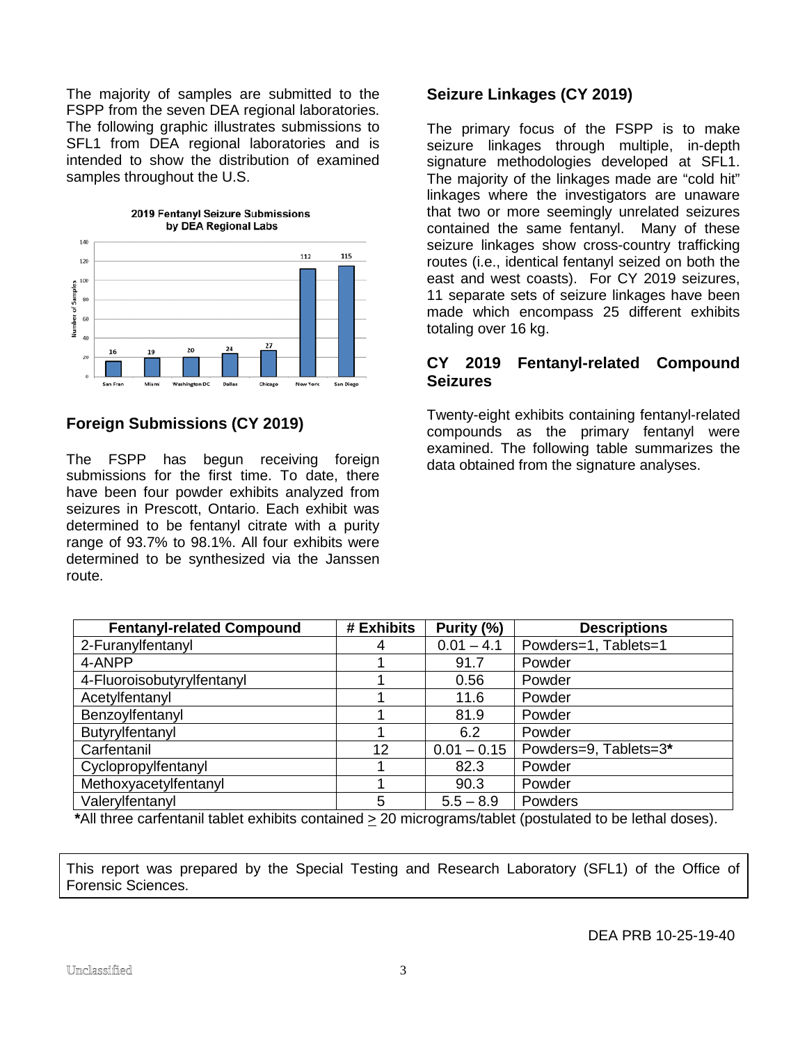The majority of samples are submitted to the FSPP from the seven DEA regional laboratories. The following graphic illustrates submissions to SFL1 from DEA regional laboratories and is intended to show the distribution of examined samples throughout the U.S.

**2019 Fentanyl Seizure Submissions by DEA Regional Labs**

Number of Samples

140
120
100
80
60
40
20
0

16 San Fran
19 Miami
20 Washington DC
24 Dallas
27 Chicago
112 New York
115 San Diego

## Foreign Submissions (CY 2019)

The FSPP has begun receiving foreign submissions for the first time. To date, there have been four powder exhibits analyzed from seizures in Prescott, Ontario. Each exhibit was determined to be fentanyl citrate with a purity range of 93.7% to 98.1%. All four exhibits were determined to be synthesized via the Janssen route.

## Seizure Linkages (CY 2019)

The primary focus of the FSPP is to make seizure linkages through multiple, in-depth signature methodologies developed at SFL1. The majority of the linkages made are "cold hit" linkages where the investigators are unaware that two or more seemingly unrelated seizures contained the same fentanyl. Many of these seizure linkages show cross-country trafficking routes (i.e., identical fentanyl seized on both the east and west coasts). For CY 2019 seizures, 11 separate sets of seizure linkages have been made which encompass 25 different exhibits totaling over 16 kg.

## CY 2019 Fentanyl-related Compound Seizures

Twenty-eight exhibits containing fentanyl-related compounds as the primary fentanyl were examined. The following table summarizes the data obtained from the signature analyses.

| Fentanyl-related Compound | # Exhibits | Purity (%) | Descriptions |
|---|---|---|---|
| 2-Furanylfentanyl | 4 | 0.01 – 4.1 | Powders=1, Tablets=1 |
| 4-ANPP | 1 | 91.7 | Powder |
| 4-Fluoroisobutyrylfentanyl | 1 | 0.56 | Powder |
| Acetylfentanyl | 1 | 11.6 | Powder |
| Benzoylfentanyl | 1 | 81.9 | Powder |
| Butyrylfentanyl | 1 | 6.2 | Powder |
| Carfentanil | 12 | 0.01 – 0.15 | Powders=9, Tablets=3* |
| Cyclopropylfentanyl | 1 | 82.3 | Powder |
| Methoxyacetylfentanyl | 1 | 90.3 | Powder |
| Valerylfentanyl | 5 | 5.5 – 8.9 | Powders |

*All three carfentanil tablet exhibits contained ≥ 20 micrograms/tablet (postulated to be lethal doses).

This report was prepared by the Special Testing and Research Laboratory (SFL1) of the Office of Forensic Sciences.

DEA PRB 10-25-19-40